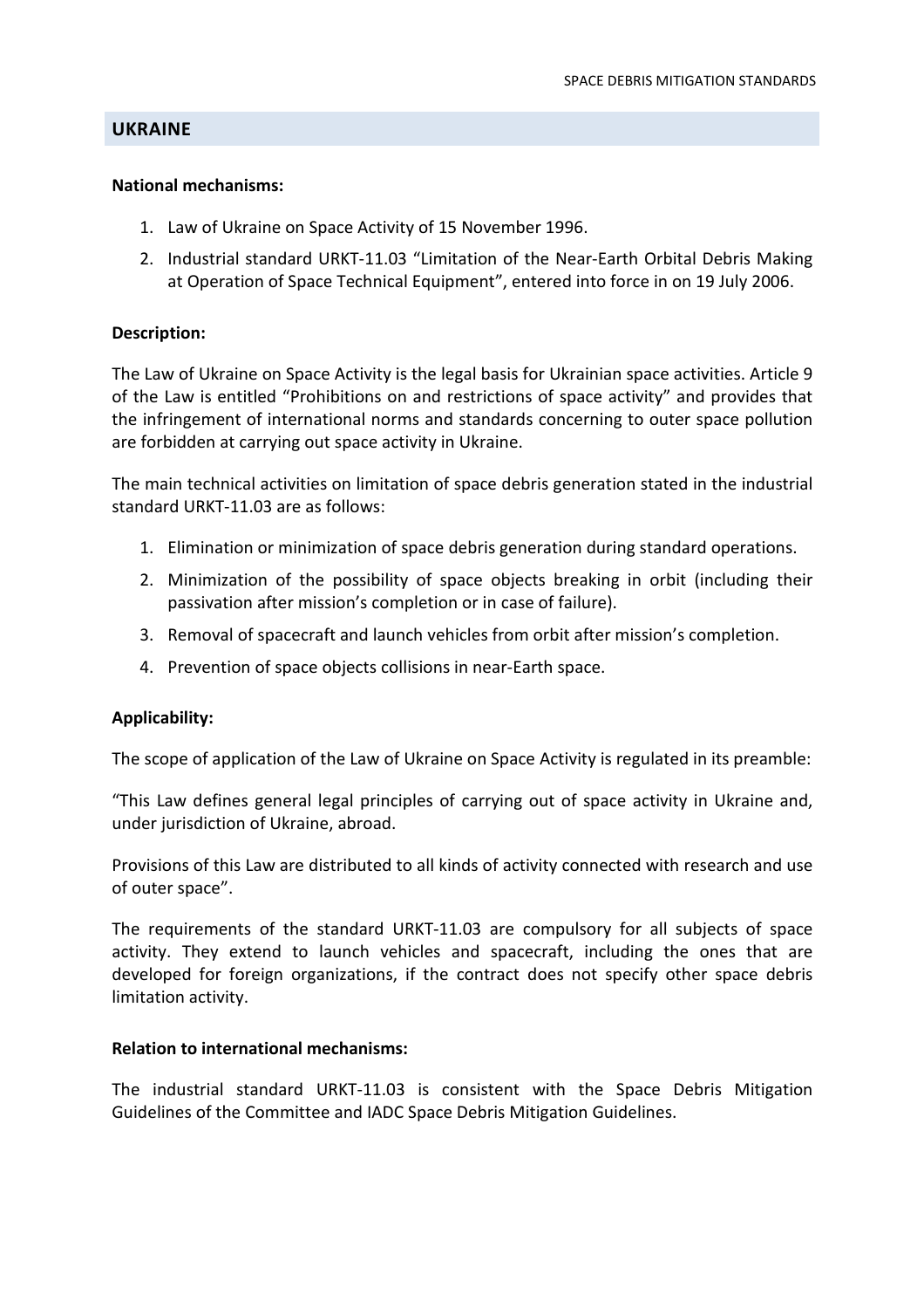## UKRAINE

**National mechanisms:**

1. Law of Ukraine on Space Activity of 15 November 1996.
2. Industrial standard URKT-11.03 "Limitation of the Near-Earth Orbital Debris Making at Operation of Space Technical Equipment", entered into force in on 19 July 2006.

**Description:**

The Law of Ukraine on Space Activity is the legal basis for Ukrainian space activities. Article 9 of the Law is entitled "Prohibitions on and restrictions of space activity" and provides that the infringement of international norms and standards concerning to outer space pollution are forbidden at carrying out space activity in Ukraine.

The main technical activities on limitation of space debris generation stated in the industrial standard URKT-11.03 are as follows:

1. Elimination or minimization of space debris generation during standard operations.
2. Minimization of the possibility of space objects breaking in orbit (including their passivation after mission's completion or in case of failure).
3. Removal of spacecraft and launch vehicles from orbit after mission's completion.
4. Prevention of space objects collisions in near-Earth space.

**Applicability:**

The scope of application of the Law of Ukraine on Space Activity is regulated in its preamble:

"This Law defines general legal principles of carrying out of space activity in Ukraine and, under jurisdiction of Ukraine, abroad.

Provisions of this Law are distributed to all kinds of activity connected with research and use of outer space".

The requirements of the standard URKT-11.03 are compulsory for all subjects of space activity. They extend to launch vehicles and spacecraft, including the ones that are developed for foreign organizations, if the contract does not specify other space debris limitation activity.

**Relation to international mechanisms:**

The industrial standard URKT-11.03 is consistent with the Space Debris Mitigation Guidelines of the Committee and IADC Space Debris Mitigation Guidelines.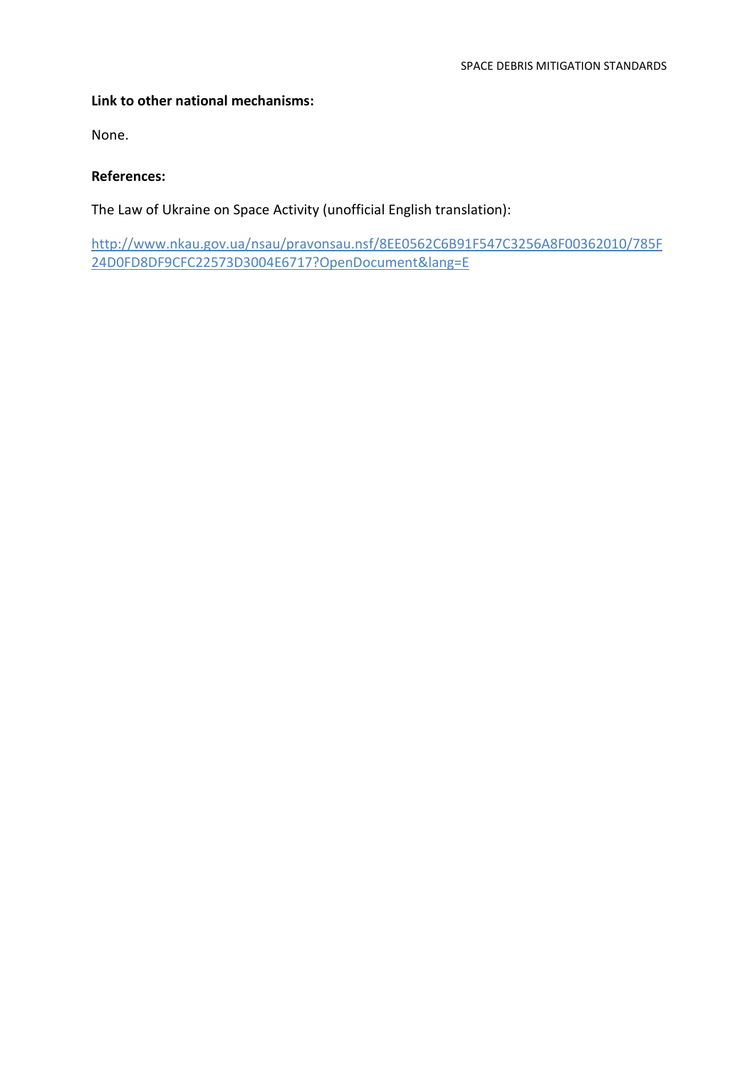**Link to other national mechanisms:**

None.

**References:**

The Law of Ukraine on Space Activity (unofficial English translation):

http://www.nkau.gov.ua/nsau/pravonsau.nsf/8EE0562C6B91F547C3256A8F00362010/785F24D0FD8DF9CFC22573D3004E6717?OpenDocument&lang=E